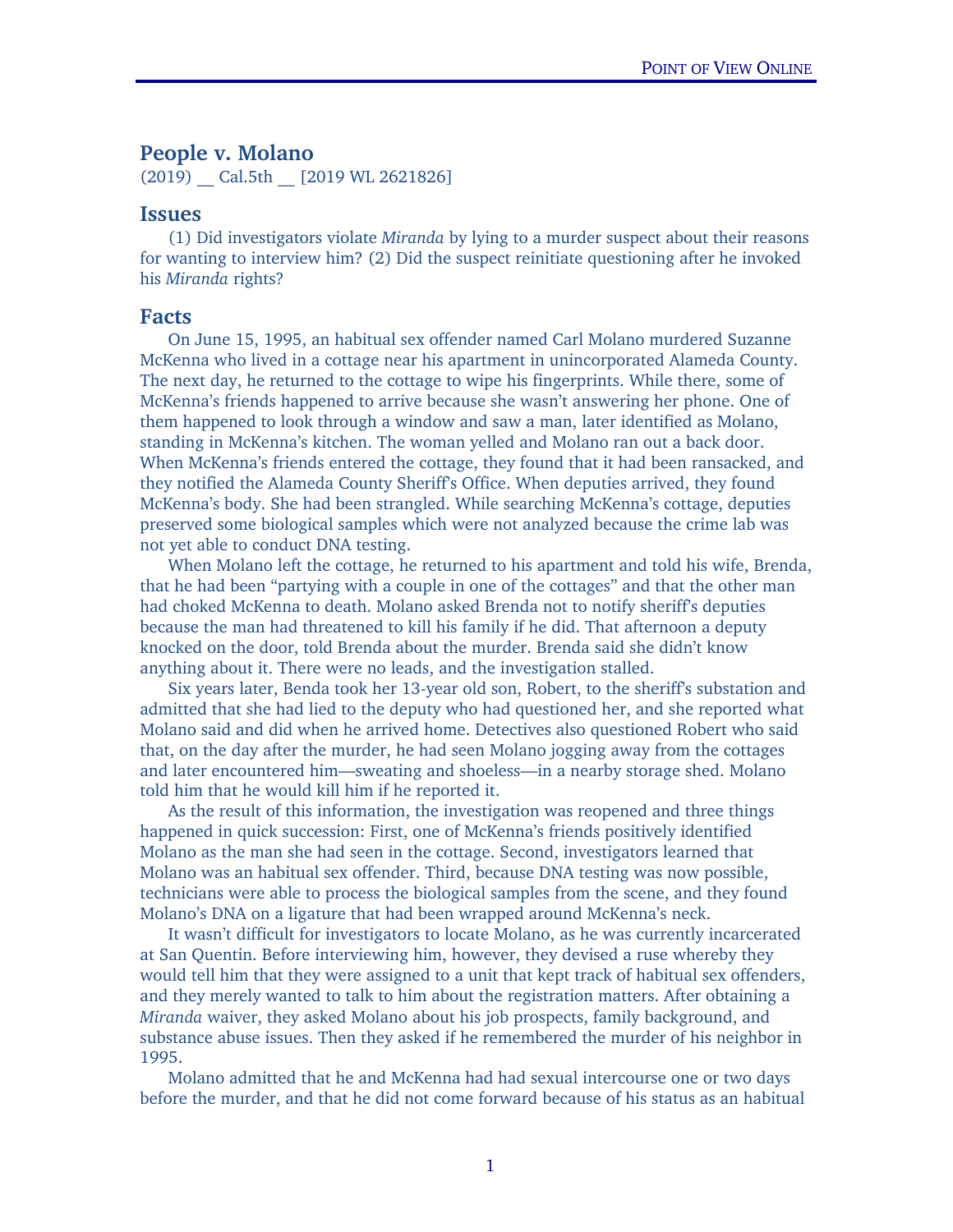## People v. Molano

(2019) __ Cal.5th __ [2019 WL 2621826]

### Issues

(1) Did investigators violate *Miranda* by lying to a murder suspect about their reasons for wanting to interview him? (2) Did the suspect reinitiate questioning after he invoked his *Miranda* rights?

### Facts

On June 15, 1995, an habitual sex offender named Carl Molano murdered Suzanne McKenna who lived in a cottage near his apartment in unincorporated Alameda County. The next day, he returned to the cottage to wipe his fingerprints. While there, some of McKenna's friends happened to arrive because she wasn't answering her phone. One of them happened to look through a window and saw a man, later identified as Molano, standing in McKenna's kitchen. The woman yelled and Molano ran out a back door. When McKenna's friends entered the cottage, they found that it had been ransacked, and they notified the Alameda County Sheriff's Office. When deputies arrived, they found McKenna's body. She had been strangled. While searching McKenna's cottage, deputies preserved some biological samples which were not analyzed because the crime lab was not yet able to conduct DNA testing.

When Molano left the cottage, he returned to his apartment and told his wife, Brenda, that he had been "partying with a couple in one of the cottages" and that the other man had choked McKenna to death. Molano asked Brenda not to notify sheriff's deputies because the man had threatened to kill his family if he did. That afternoon a deputy knocked on the door, told Brenda about the murder. Brenda said she didn't know anything about it. There were no leads, and the investigation stalled.

Six years later, Benda took her 13-year old son, Robert, to the sheriff's substation and admitted that she had lied to the deputy who had questioned her, and she reported what Molano said and did when he arrived home. Detectives also questioned Robert who said that, on the day after the murder, he had seen Molano jogging away from the cottages and later encountered him—sweating and shoeless—in a nearby storage shed. Molano told him that he would kill him if he reported it.

As the result of this information, the investigation was reopened and three things happened in quick succession: First, one of McKenna's friends positively identified Molano as the man she had seen in the cottage. Second, investigators learned that Molano was an habitual sex offender. Third, because DNA testing was now possible, technicians were able to process the biological samples from the scene, and they found Molano's DNA on a ligature that had been wrapped around McKenna's neck.

It wasn't difficult for investigators to locate Molano, as he was currently incarcerated at San Quentin. Before interviewing him, however, they devised a ruse whereby they would tell him that they were assigned to a unit that kept track of habitual sex offenders, and they merely wanted to talk to him about the registration matters. After obtaining a *Miranda* waiver, they asked Molano about his job prospects, family background, and substance abuse issues. Then they asked if he remembered the murder of his neighbor in 1995.

Molano admitted that he and McKenna had had sexual intercourse one or two days before the murder, and that he did not come forward because of his status as an habitual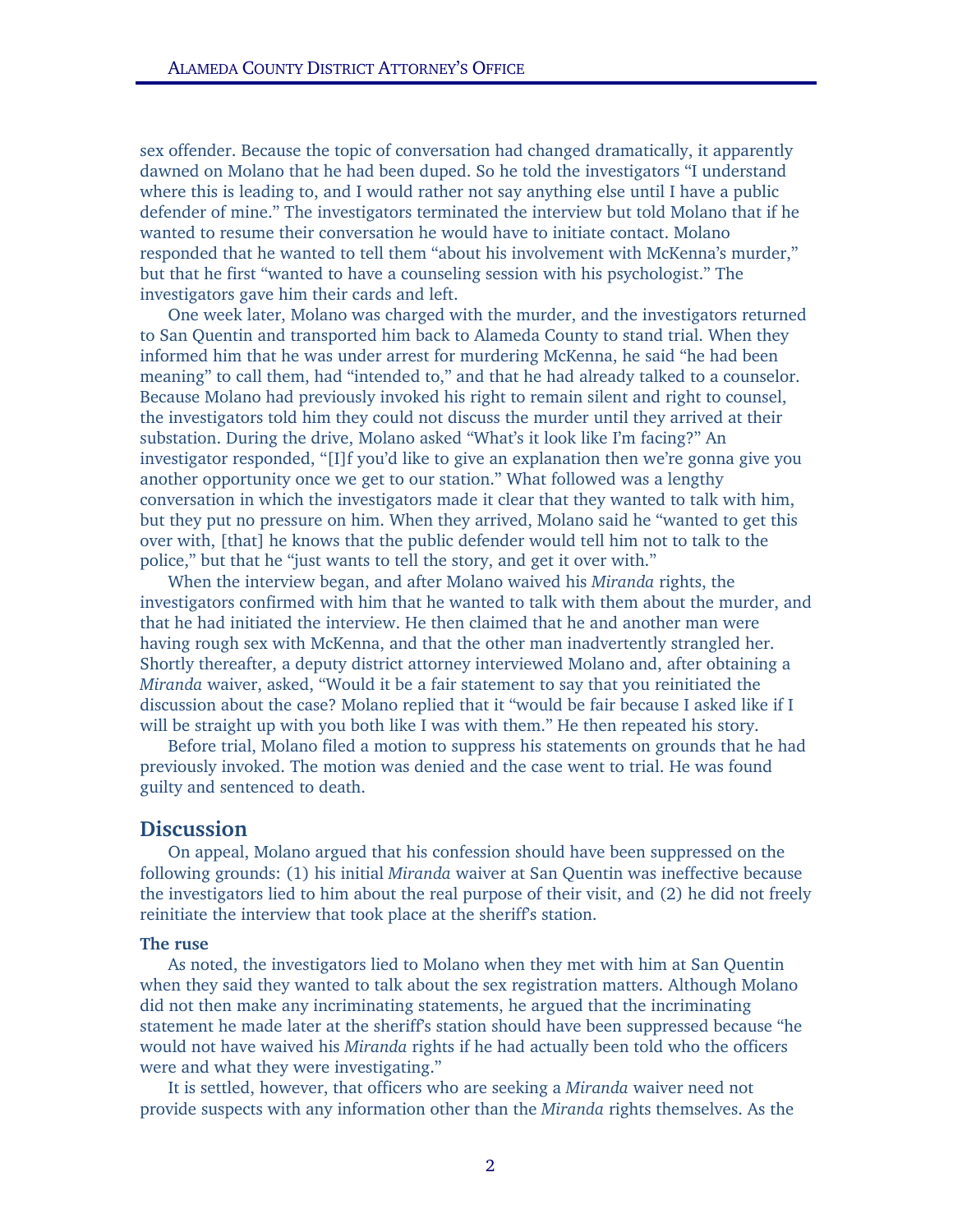sex offender. Because the topic of conversation had changed dramatically, it apparently dawned on Molano that he had been duped. So he told the investigators "I understand where this is leading to, and I would rather not say anything else until I have a public defender of mine." The investigators terminated the interview but told Molano that if he wanted to resume their conversation he would have to initiate contact. Molano responded that he wanted to tell them "about his involvement with McKenna's murder," but that he first "wanted to have a counseling session with his psychologist." The investigators gave him their cards and left.

One week later, Molano was charged with the murder, and the investigators returned to San Quentin and transported him back to Alameda County to stand trial. When they informed him that he was under arrest for murdering McKenna, he said "he had been meaning" to call them, had "intended to," and that he had already talked to a counselor. Because Molano had previously invoked his right to remain silent and right to counsel, the investigators told him they could not discuss the murder until they arrived at their substation. During the drive, Molano asked "What's it look like I'm facing?" An investigator responded, "[I]f you'd like to give an explanation then we're gonna give you another opportunity once we get to our station." What followed was a lengthy conversation in which the investigators made it clear that they wanted to talk with him, but they put no pressure on him. When they arrived, Molano said he "wanted to get this over with, [that] he knows that the public defender would tell him not to talk to the police," but that he "just wants to tell the story, and get it over with."

When the interview began, and after Molano waived his *Miranda* rights, the investigators confirmed with him that he wanted to talk with them about the murder, and that he had initiated the interview. He then claimed that he and another man were having rough sex with McKenna, and that the other man inadvertently strangled her. Shortly thereafter, a deputy district attorney interviewed Molano and, after obtaining a *Miranda* waiver, asked, "Would it be a fair statement to say that you reinitiated the discussion about the case? Molano replied that it "would be fair because I asked like if I will be straight up with you both like I was with them." He then repeated his story.

Before trial, Molano filed a motion to suppress his statements on grounds that he had previously invoked. The motion was denied and the case went to trial. He was found guilty and sentenced to death.

## Discussion

On appeal, Molano argued that his confession should have been suppressed on the following grounds: (1) his initial *Miranda* waiver at San Quentin was ineffective because the investigators lied to him about the real purpose of their visit, and (2) he did not freely reinitiate the interview that took place at the sheriff's station.

### The ruse

As noted, the investigators lied to Molano when they met with him at San Quentin when they said they wanted to talk about the sex registration matters. Although Molano did not then make any incriminating statements, he argued that the incriminating statement he made later at the sheriff's station should have been suppressed because "he would not have waived his *Miranda* rights if he had actually been told who the officers were and what they were investigating."

It is settled, however, that officers who are seeking a *Miranda* waiver need not provide suspects with any information other than the *Miranda* rights themselves. As the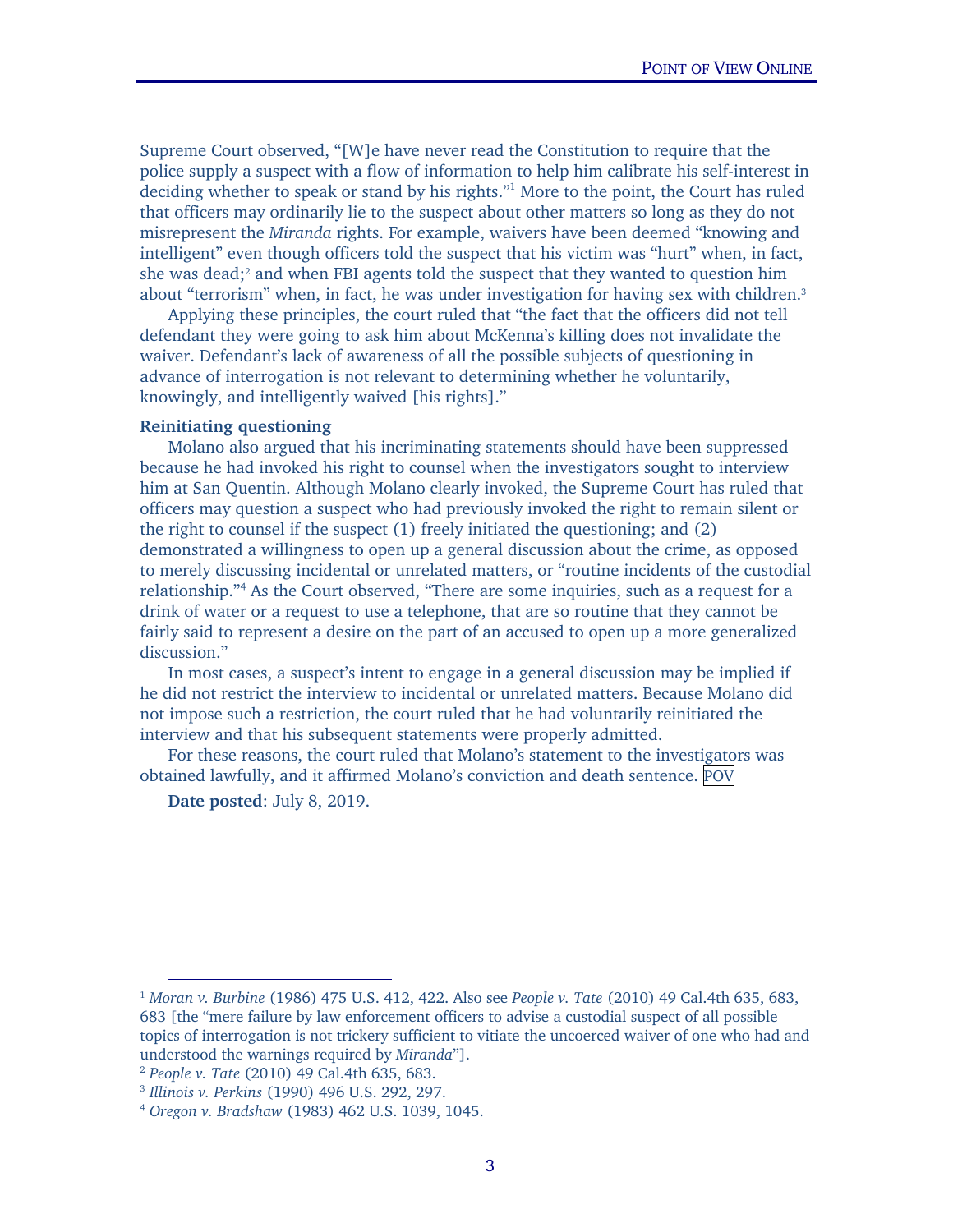Supreme Court observed, "[W]e have never read the Constitution to require that the police supply a suspect with a flow of information to help him calibrate his self-interest in deciding whether to speak or stand by his rights."[1] More to the point, the Court has ruled that officers may ordinarily lie to the suspect about other matters so long as they do not misrepresent the *Miranda* rights. For example, waivers have been deemed "knowing and intelligent" even though officers told the suspect that his victim was "hurt" when, in fact, she was dead;[2] and when FBI agents told the suspect that they wanted to question him about "terrorism" when, in fact, he was under investigation for having sex with children.[3]

Applying these principles, the court ruled that "the fact that the officers did not tell defendant they were going to ask him about McKenna's killing does not invalidate the waiver. Defendant's lack of awareness of all the possible subjects of questioning in advance of interrogation is not relevant to determining whether he voluntarily, knowingly, and intelligently waived [his rights]."

**Reinitiating questioning**

Molano also argued that his incriminating statements should have been suppressed because he had invoked his right to counsel when the investigators sought to interview him at San Quentin. Although Molano clearly invoked, the Supreme Court has ruled that officers may question a suspect who had previously invoked the right to remain silent or the right to counsel if the suspect (1) freely initiated the questioning; and (2) demonstrated a willingness to open up a general discussion about the crime, as opposed to merely discussing incidental or unrelated matters, or "routine incidents of the custodial relationship."[4] As the Court observed, "There are some inquiries, such as a request for a drink of water or a request to use a telephone, that are so routine that they cannot be fairly said to represent a desire on the part of an accused to open up a more generalized discussion."

In most cases, a suspect's intent to engage in a general discussion may be implied if he did not restrict the interview to incidental or unrelated matters. Because Molano did not impose such a restriction, the court ruled that he had voluntarily reinitiated the interview and that his subsequent statements were properly admitted.

For these reasons, the court ruled that Molano's statement to the investigators was obtained lawfully, and it affirmed Molano's conviction and death sentence. POV

**Date posted**: July 8, 2019.

---

[1] *Moran v. Burbine* (1986) 475 U.S. 412, 422. Also see *People v. Tate* (2010) 49 Cal.4th 635, 683, 683 [the "mere failure by law enforcement officers to advise a custodial suspect of all possible topics of interrogation is not trickery sufficient to vitiate the uncoerced waiver of one who had and understood the warnings required by *Miranda*"].

[2] *People v. Tate* (2010) 49 Cal.4th 635, 683.

[3] *Illinois v. Perkins* (1990) 496 U.S. 292, 297.

[4] *Oregon v. Bradshaw* (1983) 462 U.S. 1039, 1045.